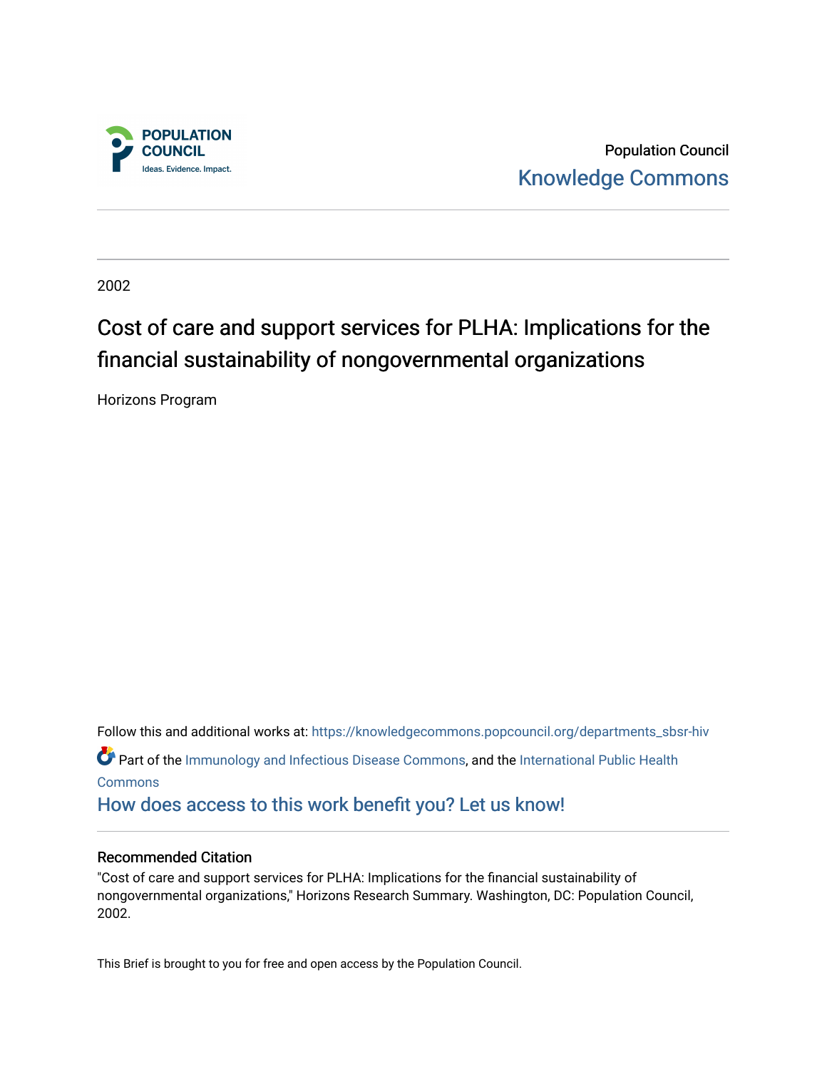Population Council

Knowledge Commons

2002

# Cost of care and support services for PLHA: Implications for the financial sustainability of nongovernmental organizations

Horizons Program

Follow this and additional works at: https://knowledgecommons.popcouncil.org/departments_sbsr-hiv

Part of the Immunology and Infectious Disease Commons, and the International Public Health Commons

How does access to this work benefit you? Let us know!

## Recommended Citation

"Cost of care and support services for PLHA: Implications for the financial sustainability of nongovernmental organizations," Horizons Research Summary. Washington, DC: Population Council, 2002.

This Brief is brought to you for free and open access by the Population Council.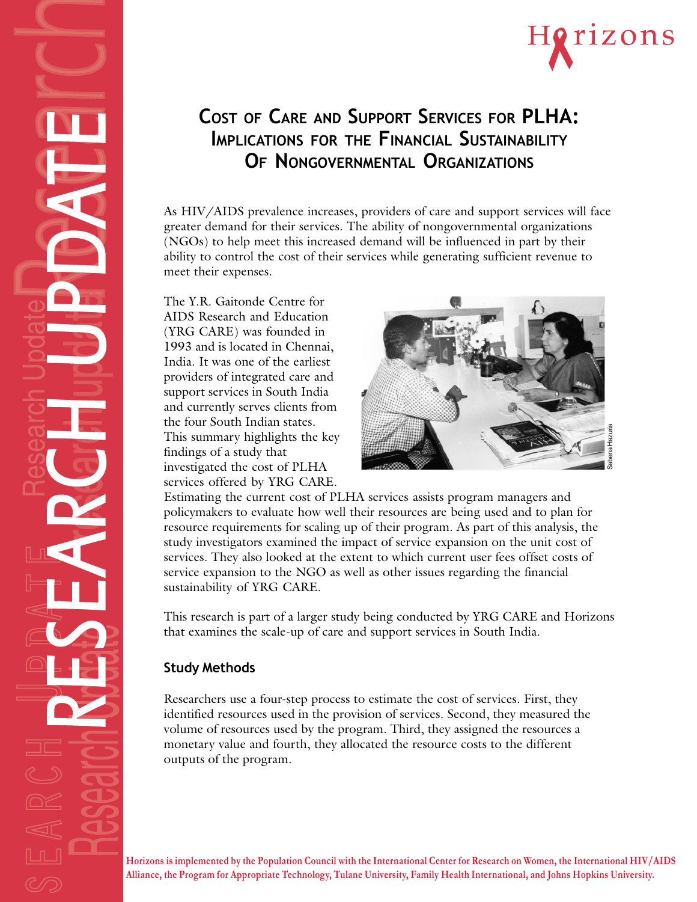# Cost of Care and Support Services for PLHA: Implications for the Financial Sustainability of Nongovernmental Organizations

As HIV/AIDS prevalence increases, providers of care and support services will face greater demand for their services. The ability of nongovernmental organizations (NGOs) to help meet this increased demand will be influenced in part by their ability to control the cost of their services while generating sufficient revenue to meet their expenses.

The Y.R. Gaitonde Centre for AIDS Research and Education (YRG CARE) was founded in 1993 and is located in Chennai, India. It was one of the earliest providers of integrated care and support services in South India and currently serves clients from the four South Indian states. This summary highlights the key findings of a study that investigated the cost of PLHA services offered by YRG CARE. Estimating the current cost of PLHA services assists program managers and policymakers to evaluate how well their resources are being used and to plan for resource requirements for scaling up of their program. As part of this analysis, the study investigators examined the impact of service expansion on the unit cost of services. They also looked at the extent to which current user fees offset costs of service expansion to the NGO as well as other issues regarding the financial sustainability of YRG CARE.

Sabena Hazuria

This research is part of a larger study being conducted by YRG CARE and Horizons that examines the scale-up of care and support services in South India.

## Study Methods

Researchers use a four-step process to estimate the cost of services. First, they identified resources used in the provision of services. Second, they measured the volume of resources used by the program. Third, they assigned the resources a monetary value and fourth, they allocated the resource costs to the different outputs of the program.

Horizons is implemented by the Population Council with the International Center for Research on Women, the International HIV/AIDS Alliance, the Program for Appropriate Technology, Tulane University, Family Health International, and Johns Hopkins University.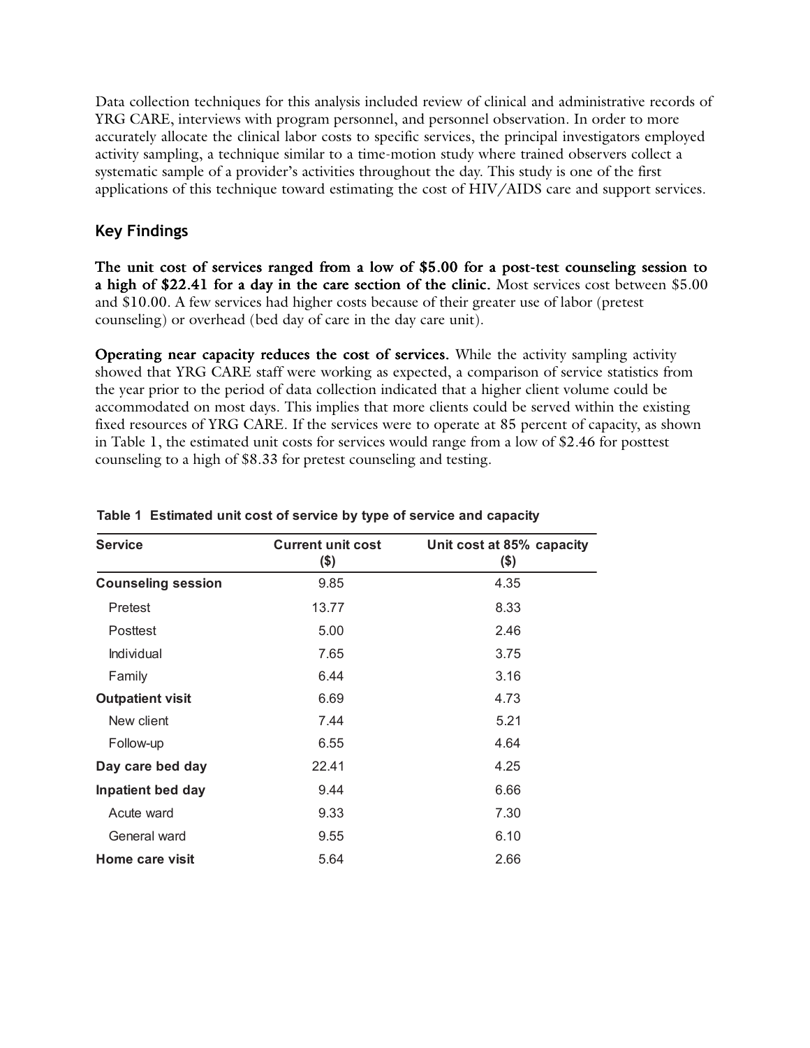Data collection techniques for this analysis included review of clinical and administrative records of YRG CARE, interviews with program personnel, and personnel observation. In order to more accurately allocate the clinical labor costs to specific services, the principal investigators employed activity sampling, a technique similar to a time-motion study where trained observers collect a systematic sample of a provider's activities throughout the day. This study is one of the first applications of this technique toward estimating the cost of HIV/AIDS care and support services.

## Key Findings

**The unit cost of services ranged from a low of $5.00 for a post-test counseling session to a high of $22.41 for a day in the care section of the clinic.** Most services cost between $5.00 and $10.00. A few services had higher costs because of their greater use of labor (pretest counseling) or overhead (bed day of care in the day care unit).

**Operating near capacity reduces the cost of services.** While the activity sampling activity showed that YRG CARE staff were working as expected, a comparison of service statistics from the year prior to the period of data collection indicated that a higher client volume could be accommodated on most days. This implies that more clients could be served within the existing fixed resources of YRG CARE. If the services were to operate at 85 percent of capacity, as shown in Table 1, the estimated unit costs for services would range from a low of $2.46 for posttest counseling to a high of $8.33 for pretest counseling and testing.

**Table 1 Estimated unit cost of service by type of service and capacity**

| Service | Current unit cost ($) | Unit cost at 85% capacity ($) |
|---|---|---|
| **Counseling session** | 9.85 | 4.35 |
| Pretest | 13.77 | 8.33 |
| Posttest | 5.00 | 2.46 |
| Individual | 7.65 | 3.75 |
| Family | 6.44 | 3.16 |
| **Outpatient visit** | 6.69 | 4.73 |
| New client | 7.44 | 5.21 |
| Follow-up | 6.55 | 4.64 |
| **Day care bed day** | 22.41 | 4.25 |
| **Inpatient bed day** | 9.44 | 6.66 |
| Acute ward | 9.33 | 7.30 |
| General ward | 9.55 | 6.10 |
| **Home care visit** | 5.64 | 2.66 |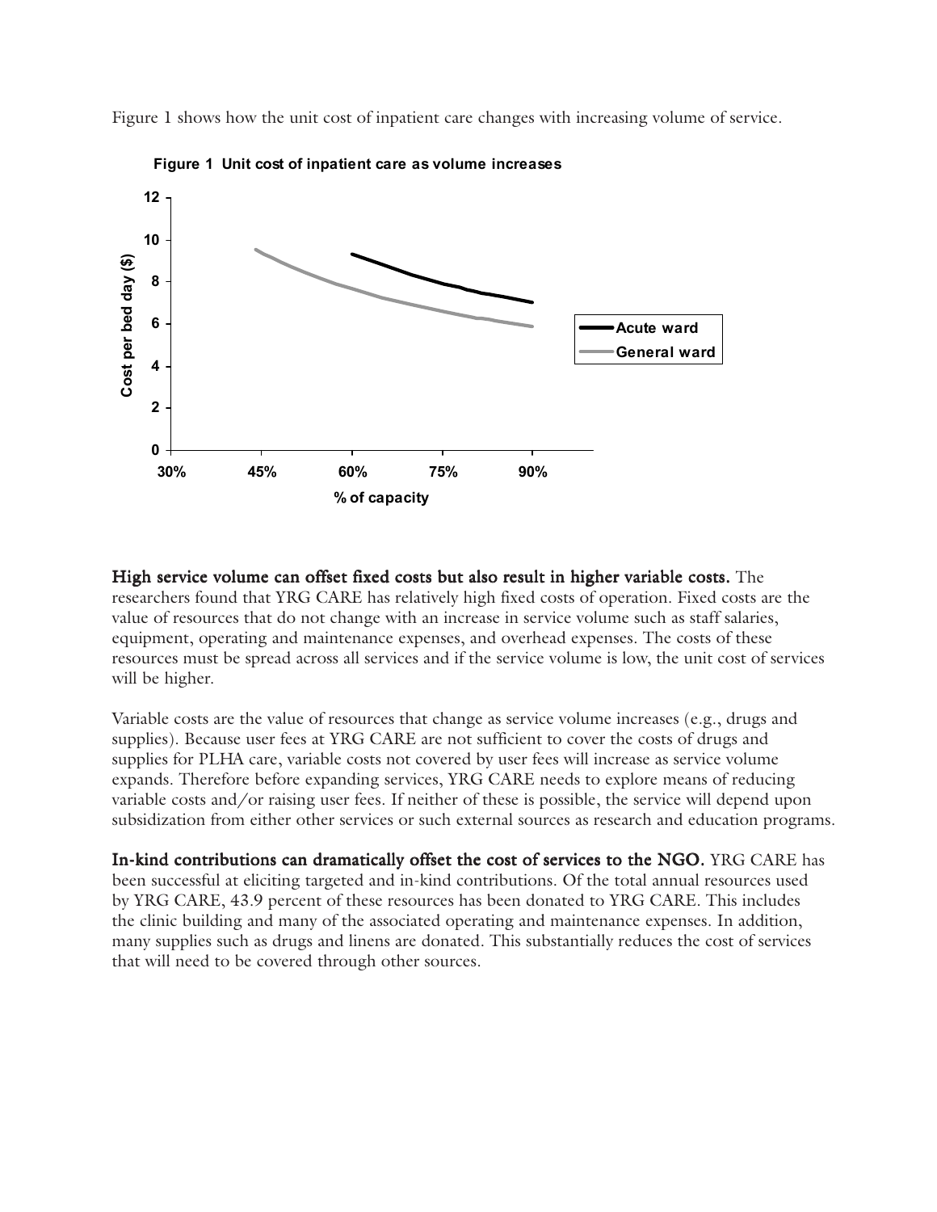Figure 1 shows how the unit cost of inpatient care changes with increasing volume of service.

**Figure 1 Unit cost of inpatient care as volume increases**

**High service volume can offset fixed costs but also result in higher variable costs.** The researchers found that YRG CARE has relatively high fixed costs of operation. Fixed costs are the value of resources that do not change with an increase in service volume such as staff salaries, equipment, operating and maintenance expenses, and overhead expenses. The costs of these resources must be spread across all services and if the service volume is low, the unit cost of services will be higher.

Variable costs are the value of resources that change as service volume increases (e.g., drugs and supplies). Because user fees at YRG CARE are not sufficient to cover the costs of drugs and supplies for PLHA care, variable costs not covered by user fees will increase as service volume expands. Therefore before expanding services, YRG CARE needs to explore means of reducing variable costs and/or raising user fees. If neither of these is possible, the service will depend upon subsidization from either other services or such external sources as research and education programs.

**In-kind contributions can dramatically offset the cost of services to the NGO.** YRG CARE has been successful at eliciting targeted and in-kind contributions. Of the total annual resources used by YRG CARE, 43.9 percent of these resources has been donated to YRG CARE. This includes the clinic building and many of the associated operating and maintenance expenses. In addition, many supplies such as drugs and linens are donated. This substantially reduces the cost of services that will need to be covered through other sources.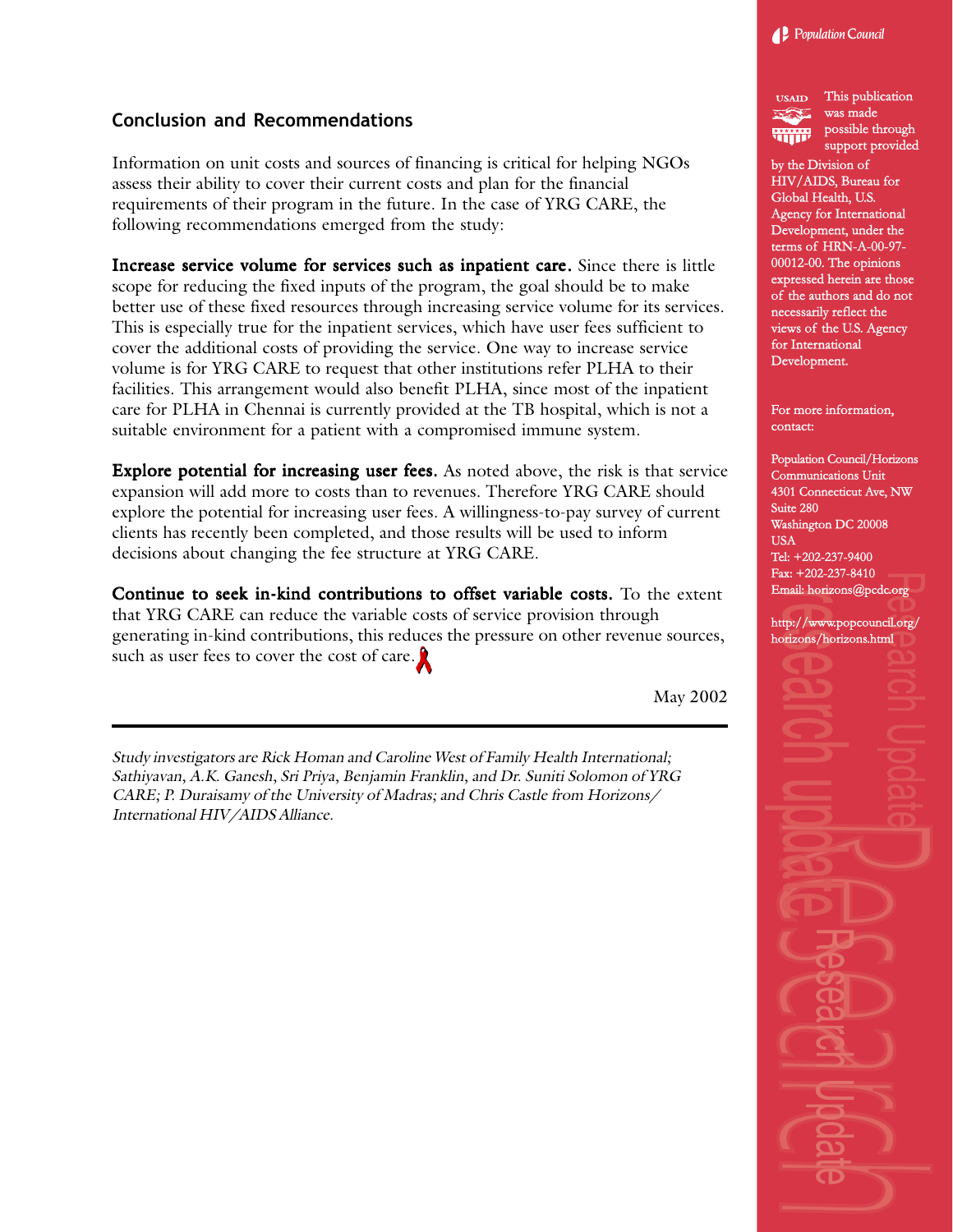## Conclusion and Recommendations

Information on unit costs and sources of financing is critical for helping NGOs assess their ability to cover their current costs and plan for the financial requirements of their program in the future. In the case of YRG CARE, the following recommendations emerged from the study:

**Increase service volume for services such as inpatient care.** Since there is little scope for reducing the fixed inputs of the program, the goal should be to make better use of these fixed resources through increasing service volume for its services. This is especially true for the inpatient services, which have user fees sufficient to cover the additional costs of providing the service. One way to increase service volume is for YRG CARE to request that other institutions refer PLHA to their facilities. This arrangement would also benefit PLHA, since most of the inpatient care for PLHA in Chennai is currently provided at the TB hospital, which is not a suitable environment for a patient with a compromised immune system.

**Explore potential for increasing user fees.** As noted above, the risk is that service expansion will add more to costs than to revenues. Therefore YRG CARE should explore the potential for increasing user fees. A willingness-to-pay survey of current clients has recently been completed, and those results will be used to inform decisions about changing the fee structure at YRG CARE.

**Continue to seek in-kind contributions to offset variable costs.** To the extent that YRG CARE can reduce the variable costs of service provision through generating in-kind contributions, this reduces the pressure on other revenue sources, such as user fees to cover the cost of care.

May 2002

---

*Study investigators are Rick Homan and Caroline West of Family Health International; Sathiyavan, A.K. Ganesh, Sri Priya, Benjamin Franklin, and Dr. Suniti Solomon of YRG CARE; P. Duraisamy of the University of Madras; and Chris Castle from Horizons/International HIV/AIDS Alliance.*

Population Council

USAID

This publication was made possible through support provided by the Division of HIV/AIDS, Bureau for Global Health, U.S. Agency for International Development, under the terms of HRN-A-00-97-00012-00. The opinions expressed herein are those of the authors and do not necessarily reflect the views of the U.S. Agency for International Development.

For more information, contact:

Population Council/Horizons
Communications Unit
4301 Connecticut Ave, NW
Suite 280
Washington DC 20008
USA
Tel: +202-237-9400
Fax: +202-237-8410
Email: horizons@pcdc.org

http://www.popcouncil.org/horizons/horizons.html